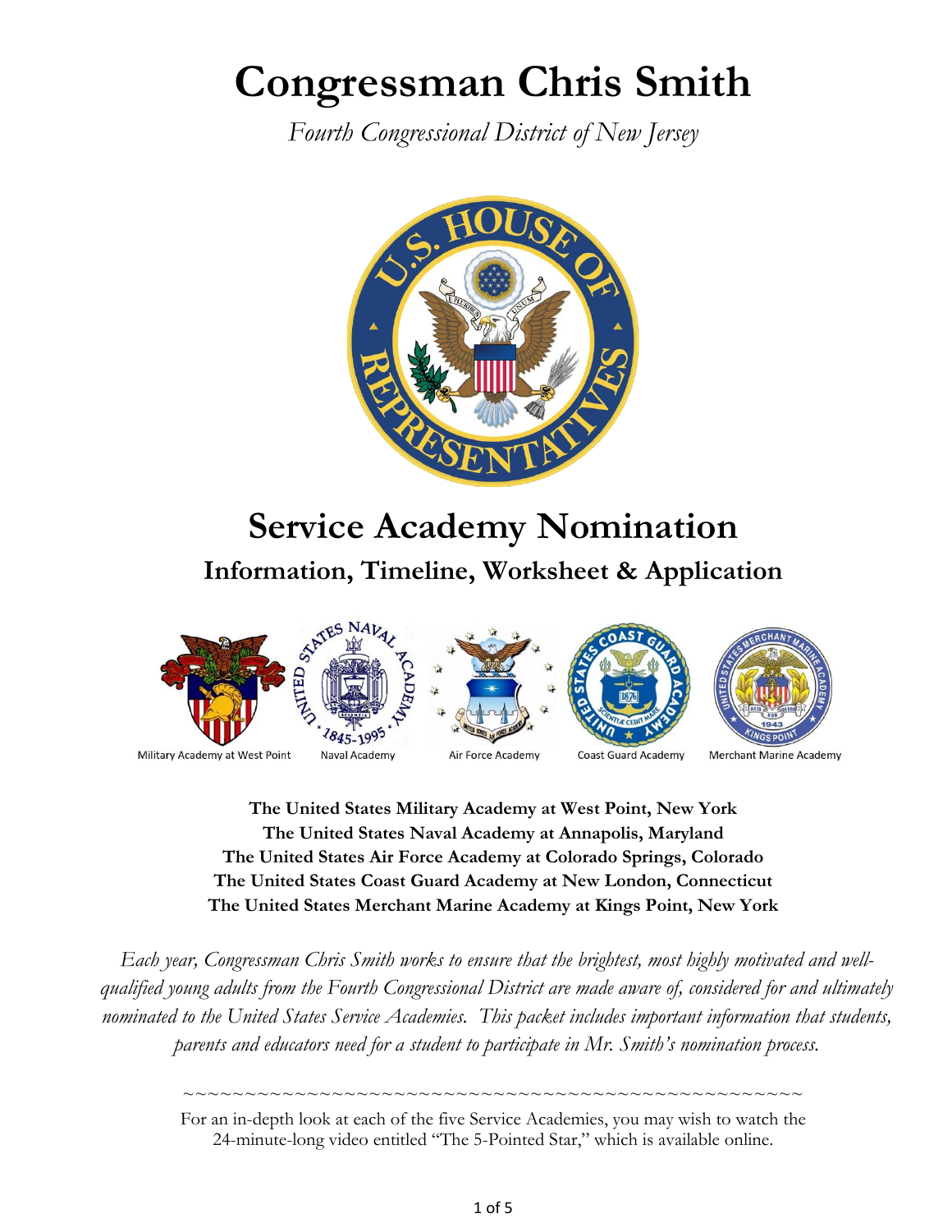# Congressman Chris Smith

*Fourth Congressional District of New Jersey*

## Service Academy Nomination

### Information, Timeline, Worksheet & Application

Military Academy at West Point    Naval Academy    Air Force Academy    Coast Guard Academy    Merchant Marine Academy

**The United States Military Academy at West Point, New York**
**The United States Naval Academy at Annapolis, Maryland**
**The United States Air Force Academy at Colorado Springs, Colorado**
**The United States Coast Guard Academy at New London, Connecticut**
**The United States Merchant Marine Academy at Kings Point, New York**

*Each year, Congressman Chris Smith works to ensure that the brightest, most highly motivated and well-qualified young adults from the Fourth Congressional District are made aware of, considered for and ultimately nominated to the United States Service Academies. This packet includes important information that students, parents and educators need for a student to participate in Mr. Smith's nomination process.*

~~~~~~~~~~~~~~~~~~~~~~~~~~~~~~~~~~~~~~~~~~~~~~~~~~

For an in-depth look at each of the five Service Academies, you may wish to watch the 24-minute-long video entitled "The 5-Pointed Star," which is available online.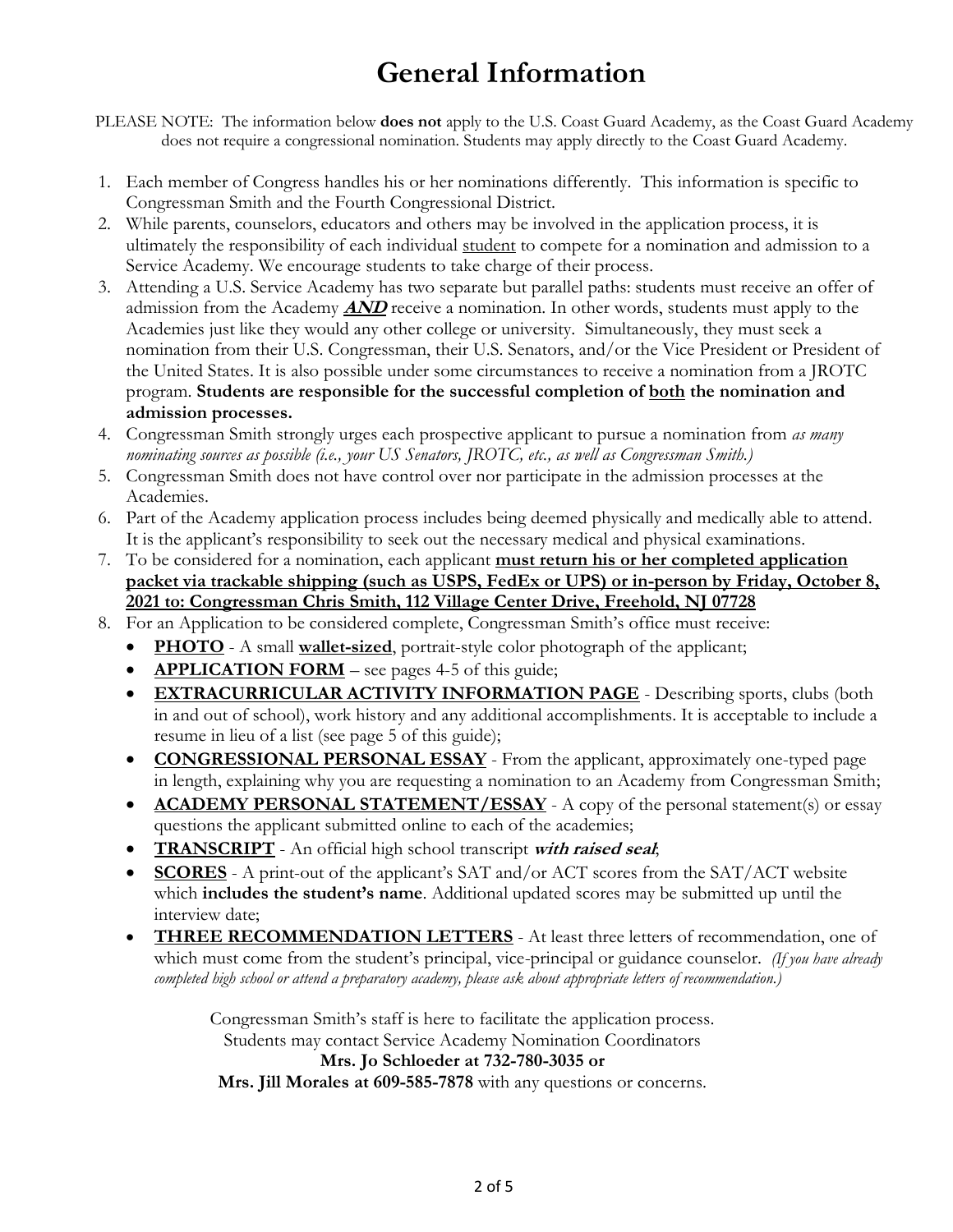# General Information

PLEASE NOTE: The information below **does not** apply to the U.S. Coast Guard Academy, as the Coast Guard Academy does not require a congressional nomination. Students may apply directly to the Coast Guard Academy.

1. Each member of Congress handles his or her nominations differently. This information is specific to Congressman Smith and the Fourth Congressional District.
2. While parents, counselors, educators and others may be involved in the application process, it is ultimately the responsibility of each individual <u>student</u> to compete for a nomination and admission to a Service Academy. We encourage students to take charge of their process.
3. Attending a U.S. Service Academy has two separate but parallel paths: students must receive an offer of admission from the Academy ***<u>AND</u>*** receive a nomination. In other words, students must apply to the Academies just like they would any other college or university. Simultaneously, they must seek a nomination from their U.S. Congressman, their U.S. Senators, and/or the Vice President or President of the United States. It is also possible under some circumstances to receive a nomination from a JROTC program. **Students are responsible for the successful completion of <u>both</u> the nomination and admission processes.**
4. Congressman Smith strongly urges each prospective applicant to pursue a nomination from *as many nominating sources as possible (i.e., your US Senators, JROTC, etc., as well as Congressman Smith.)*
5. Congressman Smith does not have control over nor participate in the admission processes at the Academies.
6. Part of the Academy application process includes being deemed physically and medically able to attend. It is the applicant's responsibility to seek out the necessary medical and physical examinations.
7. To be considered for a nomination, each applicant **<u>must return his or her completed application packet via trackable shipping (such as USPS, FedEx or UPS) or in-person by Friday, October 8, 2021 to: Congressman Chris Smith, 112 Village Center Drive, Freehold, NJ 07728</u>**
8. For an Application to be considered complete, Congressman Smith's office must receive:
   - **<u>PHOTO</u>** - A small **<u>wallet-sized</u>**, portrait-style color photograph of the applicant;
   - **<u>APPLICATION FORM</u>** – see pages 4-5 of this guide;
   - **<u>EXTRACURRICULAR ACTIVITY INFORMATION PAGE</u>** - Describing sports, clubs (both in and out of school), work history and any additional accomplishments. It is acceptable to include a resume in lieu of a list (see page 5 of this guide);
   - **<u>CONGRESSIONAL PERSONAL ESSAY</u>** - From the applicant, approximately one-typed page in length, explaining why you are requesting a nomination to an Academy from Congressman Smith;
   - **<u>ACADEMY PERSONAL STATEMENT/ESSAY</u>** - A copy of the personal statement(s) or essay questions the applicant submitted online to each of the academies;
   - **<u>TRANSCRIPT</u>** - An official high school transcript ***with raised seal***;
   - **<u>SCORES</u>** - A print-out of the applicant's SAT and/or ACT scores from the SAT/ACT website which **includes the student's name**. Additional updated scores may be submitted up until the interview date;
   - **<u>THREE RECOMMENDATION LETTERS</u>** - At least three letters of recommendation, one of which must come from the student's principal, vice-principal or guidance counselor. *(If you have already completed high school or attend a preparatory academy, please ask about appropriate letters of recommendation.)*

Congressman Smith's staff is here to facilitate the application process.
Students may contact Service Academy Nomination Coordinators
**Mrs. Jo Schloeder at 732-780-3035 or**
**Mrs. Jill Morales at 609-585-7878** with any questions or concerns.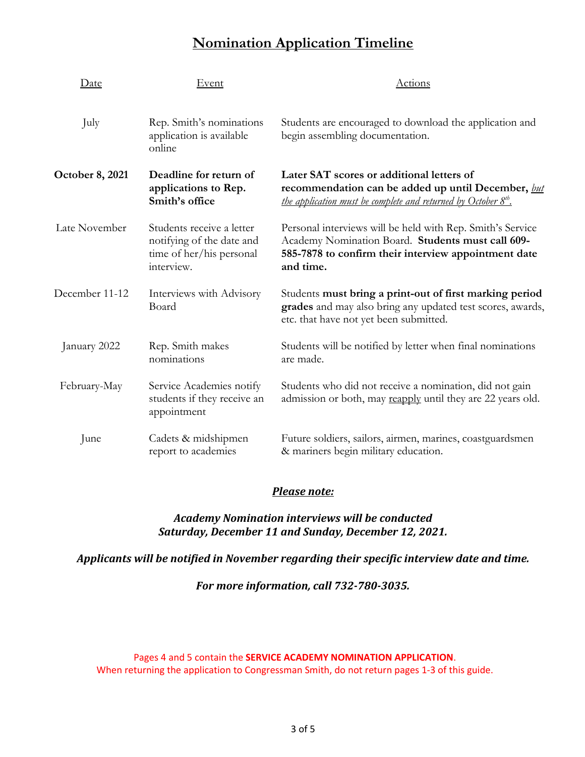# Nomination Application Timeline

| Date | Event | Actions |
|---|---|---|
| July | Rep. Smith's nominations application is available online | Students are encouraged to download the application and begin assembling documentation. |
| **October 8, 2021** | **Deadline for return of applications to Rep. Smith's office** | **Later SAT scores or additional letters of recommendation can be added up until December,** ***but the application must be complete and returned by October 8th.*** |
| Late November | Students receive a letter notifying of the date and time of her/his personal interview. | Personal interviews will be held with Rep. Smith's Service Academy Nomination Board. **Students must call 609-585-7878 to confirm their interview appointment date and time.** |
| December 11-12 | Interviews with Advisory Board | Students **must bring a print-out of first marking period grades** and may also bring any updated test scores, awards, etc. that have not yet been submitted. |
| January 2022 | Rep. Smith makes nominations | Students will be notified by letter when final nominations are made. |
| February-May | Service Academies notify students if they receive an appointment | Students who did not receive a nomination, did not gain admission or both, may reapply until they are 22 years old. |
| June | Cadets & midshipmen report to academies | Future soldiers, sailors, airmen, marines, coastguardsmen & mariners begin military education. |

***Please note:***

***Academy Nomination interviews will be conducted Saturday, December 11 and Sunday, December 12, 2021.***

***Applicants will be notified in November regarding their specific interview date and time.***

***For more information, call 732-780-3035.***

Pages 4 and 5 contain the **SERVICE ACADEMY NOMINATION APPLICATION**.
When returning the application to Congressman Smith, do not return pages 1-3 of this guide.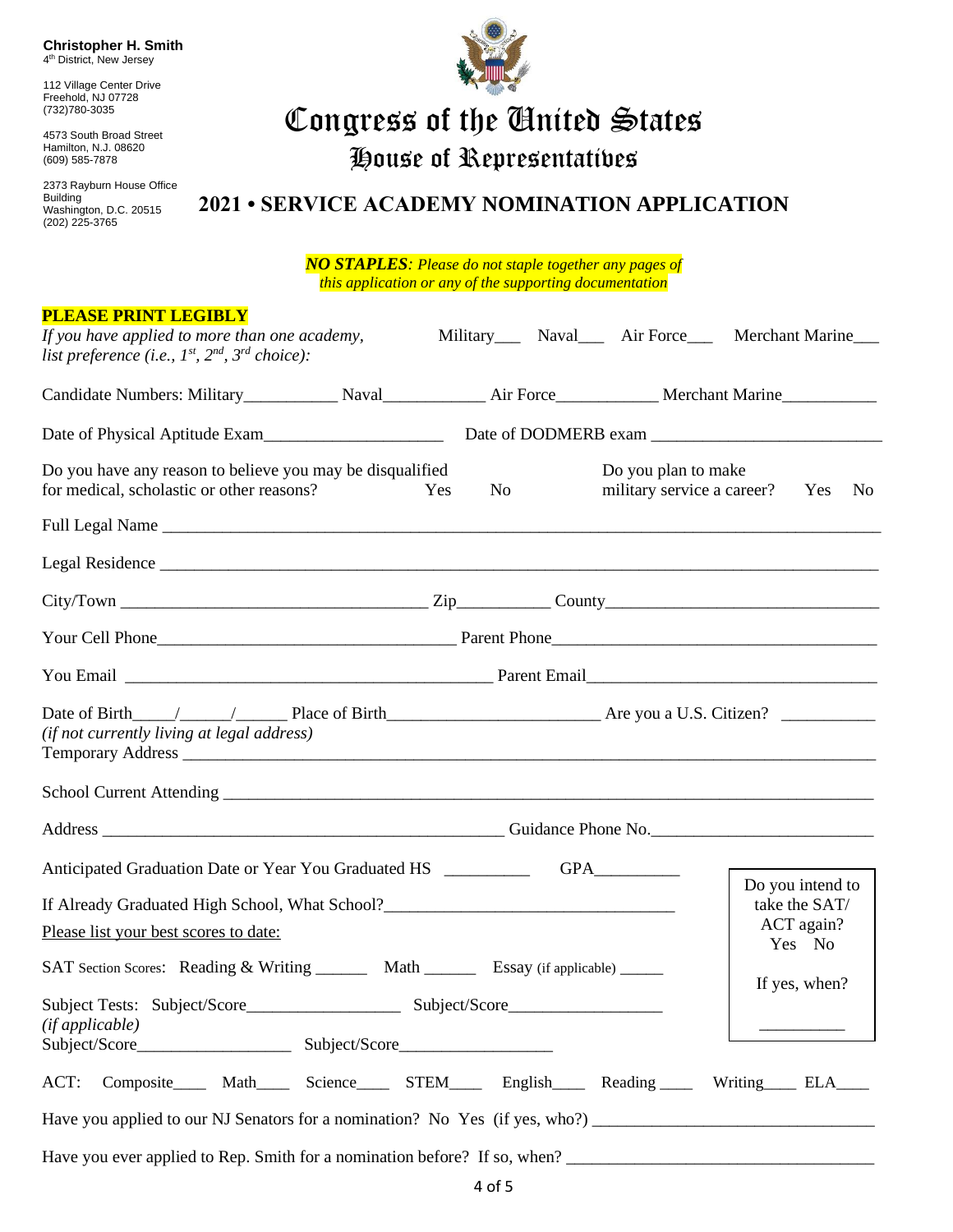**Christopher H. Smith**
4th District, New Jersey

112 Village Center Drive
Freehold, NJ 07728
(732)780-3035

4573 South Broad Street
Hamilton, N.J. 08620
(609) 585-7878

2373 Rayburn House Office Building
Washington, D.C. 20515
(202) 225-3765

# Congress of the United States

## House of Representatives

## 2021 • SERVICE ACADEMY NOMINATION APPLICATION

***NO STAPLES**: Please do not staple together any pages of this application or any of the supporting documentation*

**PLEASE PRINT LEGIBLY**

*If you have applied to more than one academy, list preference (i.e., 1st, 2nd, 3rd choice):* Military___ Naval___ Air Force___ Merchant Marine___

Candidate Numbers: Military___________ Naval____________ Air Force____________ Merchant Marine___________

Date of Physical Aptitude Exam_____________________ Date of DODMERB exam __________________________

Do you have any reason to believe you may be disqualified for medical, scholastic or other reasons? Yes No

Do you plan to make military service a career? Yes No

Full Legal Name ______________________________________________________________________________

Legal Residence ______________________________________________________________________________

City/Town ___________________________________ Zip___________ County_______________________________

Your Cell Phone__________________________________ Parent Phone______________________________________

You Email ___________________________________________ Parent Email__________________________________

Date of Birth_____/______/______ Place of Birth________________________ Are you a U.S. Citizen? __________

*(if not currently living at legal address)*
Temporary Address ____________________________________________________________________________

School Current Attending _______________________________________________________________________

Address ______________________________________________ Guidance Phone No.__________________________

Anticipated Graduation Date or Year You Graduated HS __________ GPA__________

If Already Graduated High School, What School?_________________________________

Please list your best scores to date:

SAT Section Scores: Reading & Writing ______ Math ______ Essay (if applicable) _____

Subject Tests: Subject/Score__________________ Subject/Score__________________
*(if applicable)*
Subject/Score__________________ Subject/Score__________________

Do you intend to take the SAT/ ACT again? Yes No

If yes, when? __________

ACT: Composite____ Math____ Science____ STEM____ English____ Reading ____ Writing____ ELA____

Have you applied to our NJ Senators for a nomination? No Yes (if yes, who?) ________________________________

Have you ever applied to Rep. Smith for a nomination before? If so, when? ____________________________________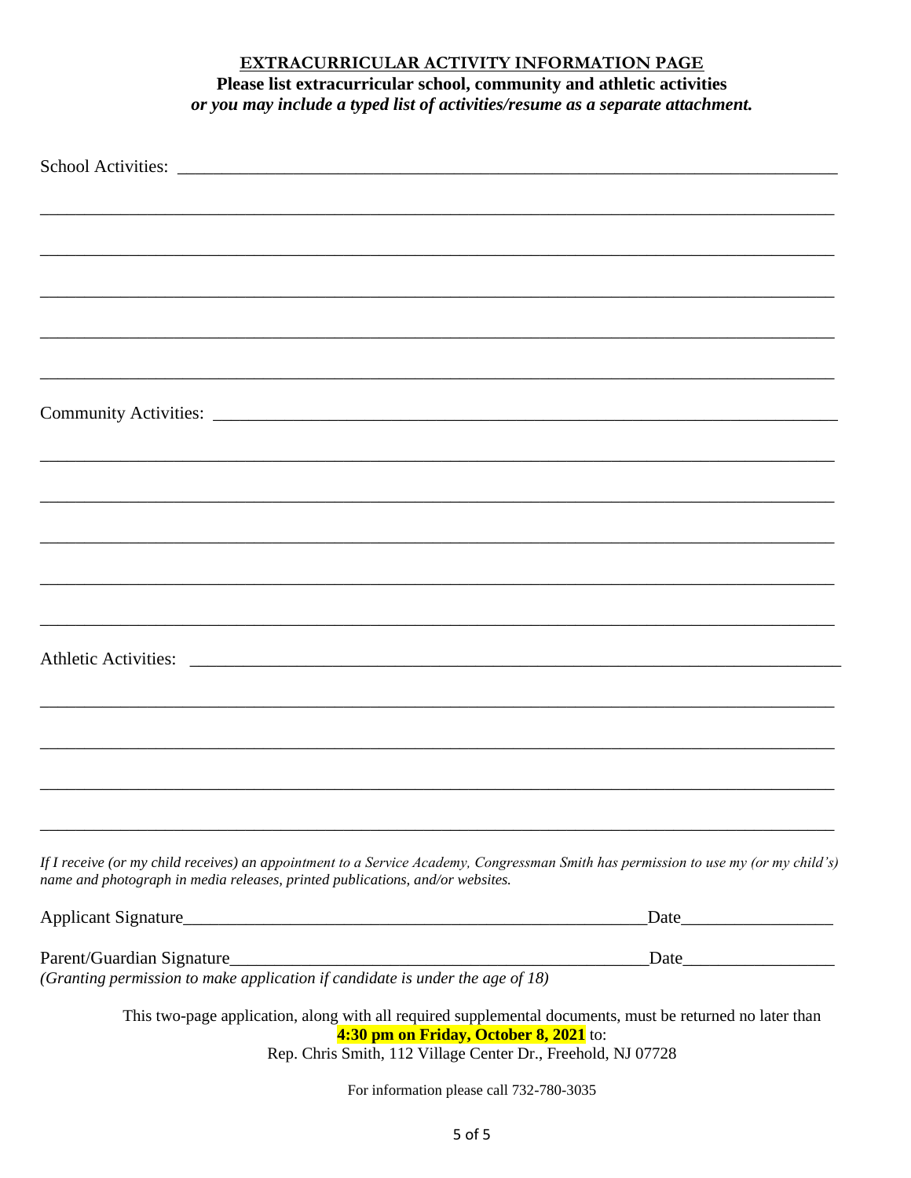# EXTRACURRICULAR ACTIVITY INFORMATION PAGE

**Please list extracurricular school, community and athletic activities**
***or you may include a typed list of activities/resume as a separate attachment.***

School Activities: ______________________________________________________________________________

______________________________________________________________________________________

______________________________________________________________________________________

______________________________________________________________________________________

______________________________________________________________________________________

______________________________________________________________________________________

Community Activities: ___________________________________________________________________________

______________________________________________________________________________________

______________________________________________________________________________________

______________________________________________________________________________________

______________________________________________________________________________________

______________________________________________________________________________________

Athletic Activities: _____________________________________________________________________________

______________________________________________________________________________________

______________________________________________________________________________________

______________________________________________________________________________________

______________________________________________________________________________________

*If I receive (or my child receives) an appointment to a Service Academy, Congressman Smith has permission to use my (or my child's) name and photograph in media releases, printed publications, and/or websites.*

Applicant Signature_______________________________________________________Date_________________

Parent/Guardian Signature_________________________________________________Date_________________
*(Granting permission to make application if candidate is under the age of 18)*

This two-page application, along with all required supplemental documents, must be returned no later than **4:30 pm on Friday, October 8, 2021** to:
Rep. Chris Smith, 112 Village Center Dr., Freehold, NJ 07728

For information please call 732-780-3035